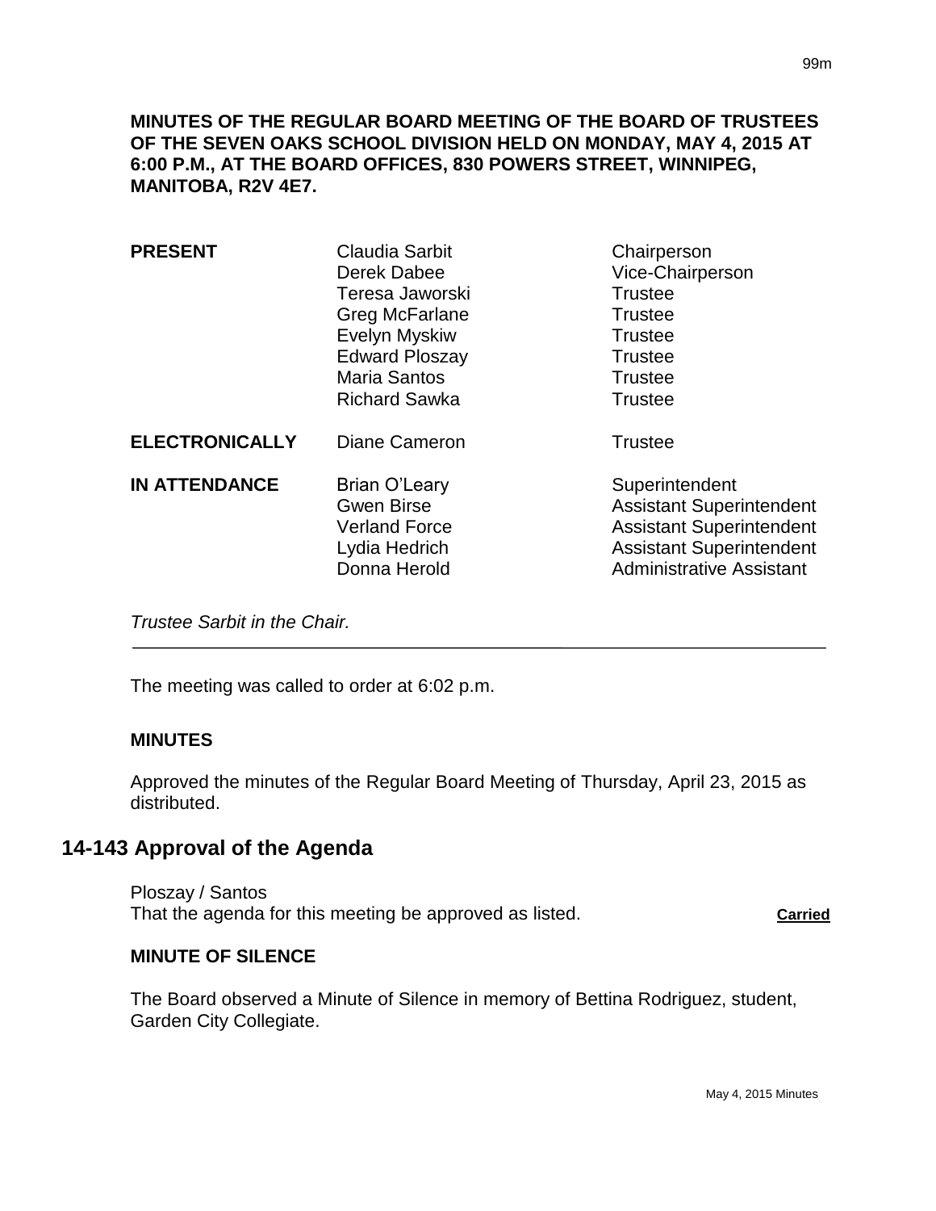**MINUTES OF THE REGULAR BOARD MEETING OF THE BOARD OF TRUSTEES OF THE SEVEN OAKS SCHOOL DIVISION HELD ON MONDAY, MAY 4, 2015 AT 6:00 P.M., AT THE BOARD OFFICES, 830 POWERS STREET, WINNIPEG, MANITOBA, R2V 4E7.**

| | | |
|---|---|---|
| **PRESENT** | Claudia Sarbit | Chairperson |
| | Derek Dabee | Vice-Chairperson |
| | Teresa Jaworski | Trustee |
| | Greg McFarlane | Trustee |
| | Evelyn Myskiw | Trustee |
| | Edward Ploszay | Trustee |
| | Maria Santos | Trustee |
| | Richard Sawka | Trustee |
| **ELECTRONICALLY** | Diane Cameron | Trustee |
| **IN ATTENDANCE** | Brian O'Leary | Superintendent |
| | Gwen Birse | Assistant Superintendent |
| | Verland Force | Assistant Superintendent |
| | Lydia Hedrich | Assistant Superintendent |
| | Donna Herold | Administrative Assistant |

*Trustee Sarbit in the Chair.*

---

The meeting was called to order at 6:02 p.m.

**MINUTES**

Approved the minutes of the Regular Board Meeting of Thursday, April 23, 2015 as distributed.

## 14-143 Approval of the Agenda

Ploszay / Santos
That the agenda for this meeting be approved as listed. **Carried**

**MINUTE OF SILENCE**

The Board observed a Minute of Silence in memory of Bettina Rodriguez, student, Garden City Collegiate.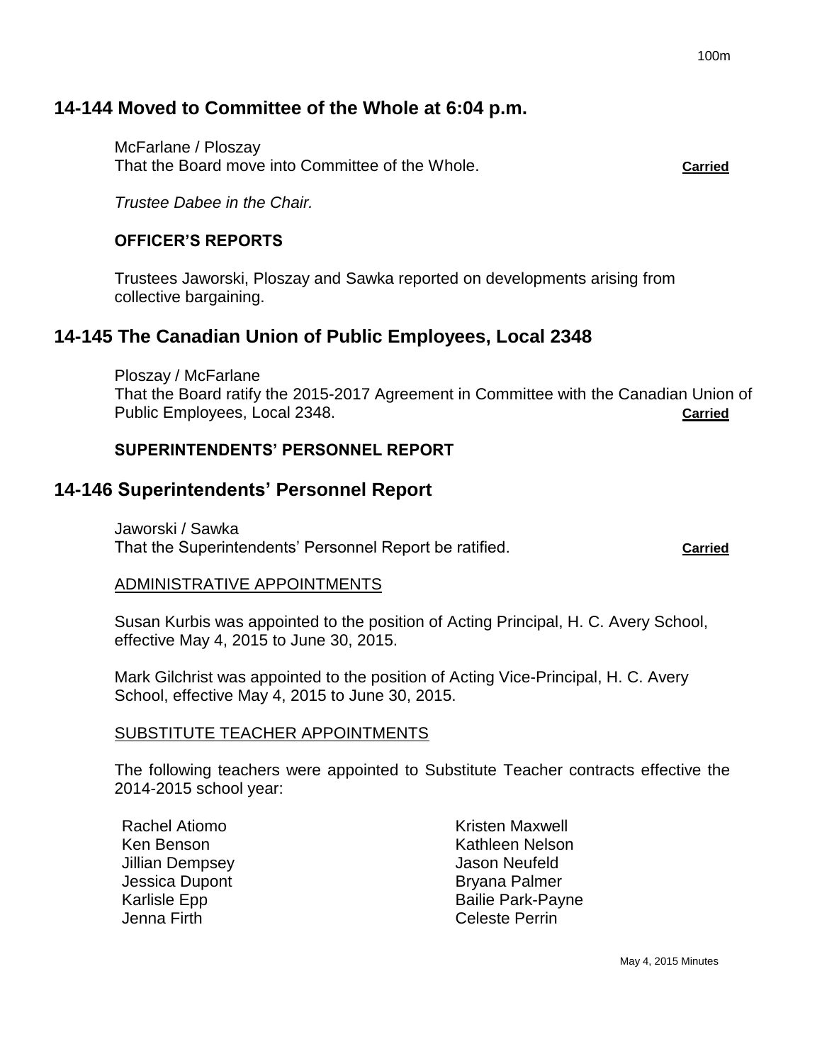## 14-144 Moved to Committee of the Whole at 6:04 p.m.

McFarlane / Ploszay
That the Board move into Committee of the Whole. **Carried**

*Trustee Dabee in the Chair.*

### OFFICER'S REPORTS

Trustees Jaworski, Ploszay and Sawka reported on developments arising from collective bargaining.

## 14-145 The Canadian Union of Public Employees, Local 2348

Ploszay / McFarlane
That the Board ratify the 2015-2017 Agreement in Committee with the Canadian Union of Public Employees, Local 2348. **Carried**

### SUPERINTENDENTS' PERSONNEL REPORT

## 14-146 Superintendents' Personnel Report

Jaworski / Sawka
That the Superintendents' Personnel Report be ratified. **Carried**

ADMINISTRATIVE APPOINTMENTS

Susan Kurbis was appointed to the position of Acting Principal, H. C. Avery School, effective May 4, 2015 to June 30, 2015.

Mark Gilchrist was appointed to the position of Acting Vice-Principal, H. C. Avery School, effective May 4, 2015 to June 30, 2015.

SUBSTITUTE TEACHER APPOINTMENTS

The following teachers were appointed to Substitute Teacher contracts effective the 2014-2015 school year:

- Rachel Atiomo
- Ken Benson
- Jillian Dempsey
- Jessica Dupont
- Karlisle Epp
- Jenna Firth
- Kristen Maxwell
- Kathleen Nelson
- Jason Neufeld
- Bryana Palmer
- Bailie Park-Payne
- Celeste Perrin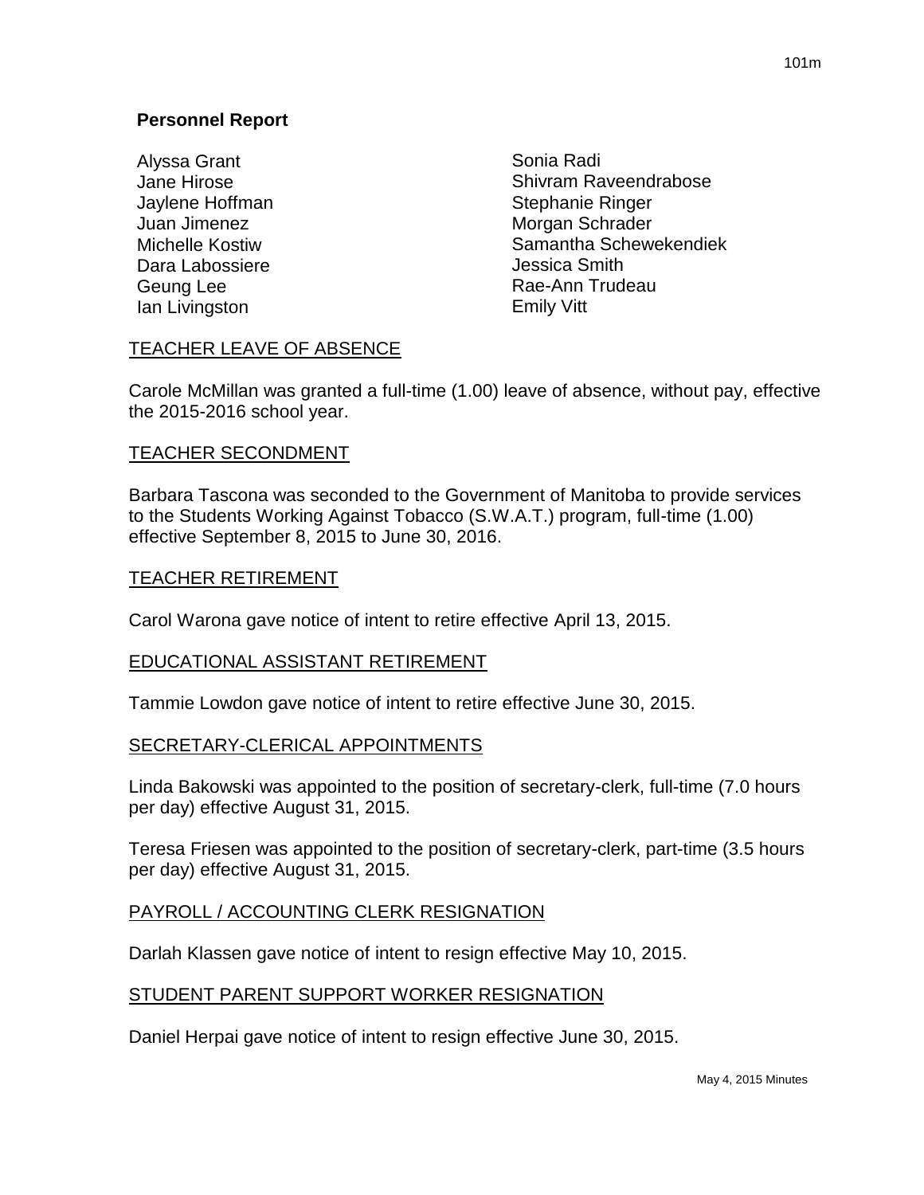## Personnel Report

Alyssa Grant
Jane Hirose
Jaylene Hoffman
Juan Jimenez
Michelle Kostiw
Dara Labossiere
Geung Lee
Ian Livingston
Sonia Radi
Shivram Raveendrabose
Stephanie Ringer
Morgan Schrader
Samantha Schewekendiek
Jessica Smith
Rae-Ann Trudeau
Emily Vitt

### TEACHER LEAVE OF ABSENCE

Carole McMillan was granted a full-time (1.00) leave of absence, without pay, effective the 2015-2016 school year.

### TEACHER SECONDMENT

Barbara Tascona was seconded to the Government of Manitoba to provide services to the Students Working Against Tobacco (S.W.A.T.) program, full-time (1.00) effective September 8, 2015 to June 30, 2016.

### TEACHER RETIREMENT

Carol Warona gave notice of intent to retire effective April 13, 2015.

### EDUCATIONAL ASSISTANT RETIREMENT

Tammie Lowdon gave notice of intent to retire effective June 30, 2015.

### SECRETARY-CLERICAL APPOINTMENTS

Linda Bakowski was appointed to the position of secretary-clerk, full-time (7.0 hours per day) effective August 31, 2015.

Teresa Friesen was appointed to the position of secretary-clerk, part-time (3.5 hours per day) effective August 31, 2015.

### PAYROLL / ACCOUNTING CLERK RESIGNATION

Darlah Klassen gave notice of intent to resign effective May 10, 2015.

### STUDENT PARENT SUPPORT WORKER RESIGNATION

Daniel Herpai gave notice of intent to resign effective June 30, 2015.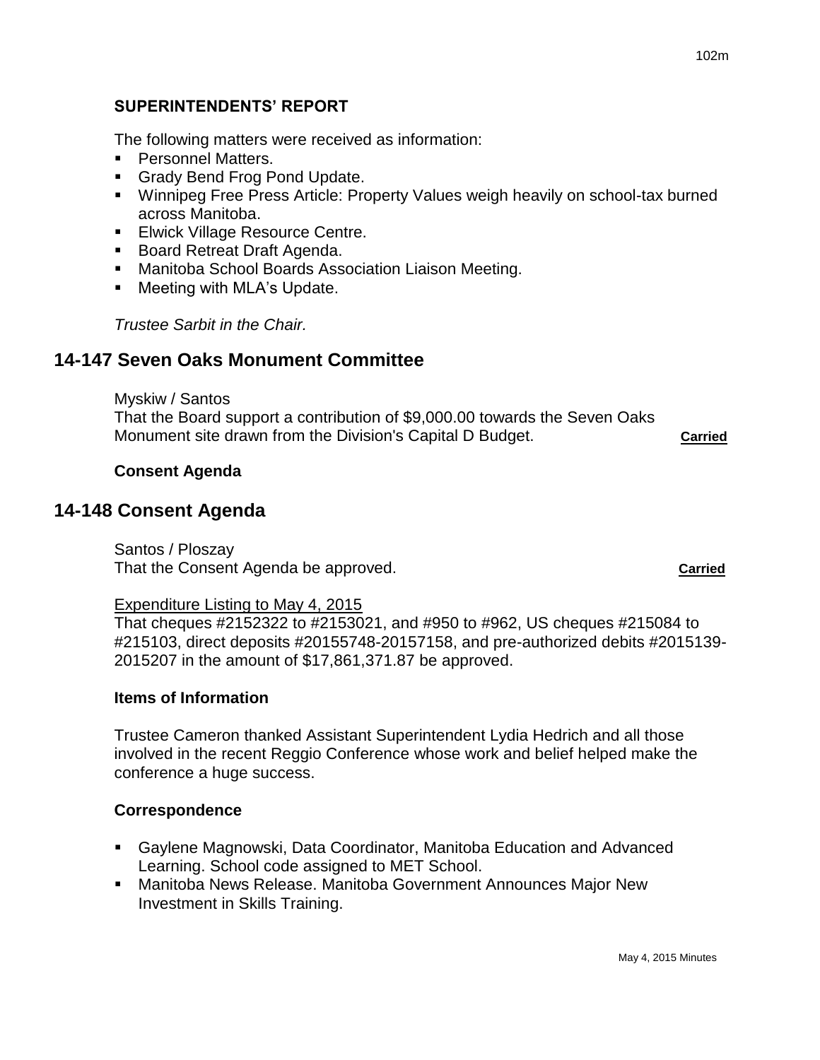### SUPERINTENDENTS' REPORT

The following matters were received as information:

- Personnel Matters.
- Grady Bend Frog Pond Update.
- Winnipeg Free Press Article: Property Values weigh heavily on school-tax burned across Manitoba.
- Elwick Village Resource Centre.
- Board Retreat Draft Agenda.
- Manitoba School Boards Association Liaison Meeting.
- Meeting with MLA's Update.

*Trustee Sarbit in the Chair.*

## 14-147 Seven Oaks Monument Committee

Myskiw / Santos
That the Board support a contribution of $9,000.00 towards the Seven Oaks Monument site drawn from the Division's Capital D Budget. **Carried**

### Consent Agenda

## 14-148 Consent Agenda

Santos / Ploszay
That the Consent Agenda be approved. **Carried**

Expenditure Listing to May 4, 2015
That cheques #2152322 to #2153021, and #950 to #962, US cheques #215084 to #215103, direct deposits #20155748-20157158, and pre-authorized debits #2015139-2015207 in the amount of $17,861,371.87 be approved.

### Items of Information

Trustee Cameron thanked Assistant Superintendent Lydia Hedrich and all those involved in the recent Reggio Conference whose work and belief helped make the conference a huge success.

### Correspondence

- Gaylene Magnowski, Data Coordinator, Manitoba Education and Advanced Learning. School code assigned to MET School.
- Manitoba News Release. Manitoba Government Announces Major New Investment in Skills Training.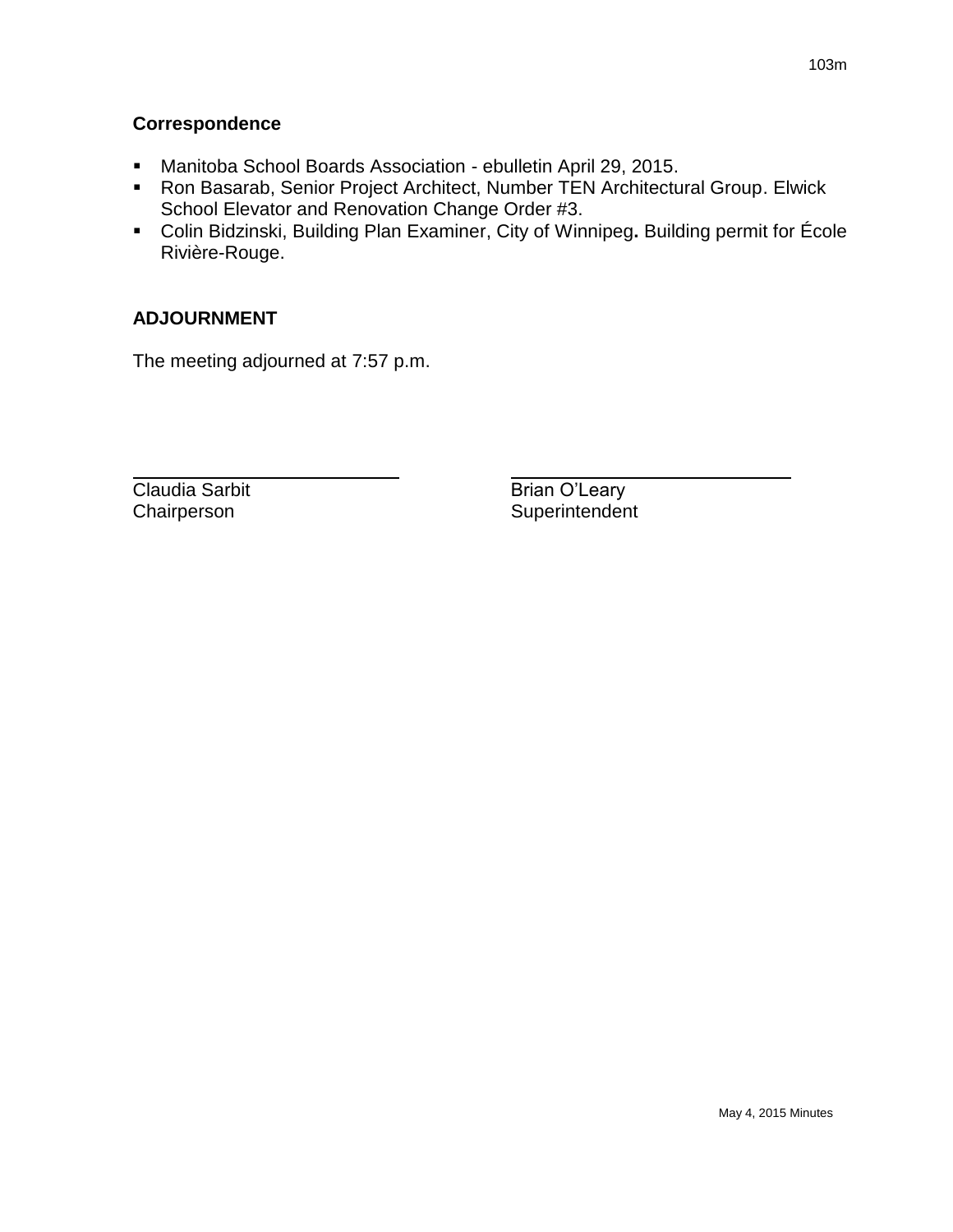## Correspondence

- Manitoba School Boards Association - ebulletin April 29, 2015.
- Ron Basarab, Senior Project Architect, Number TEN Architectural Group. Elwick School Elevator and Renovation Change Order #3.
- Colin Bidzinski, Building Plan Examiner, City of Winnipeg**.** Building permit for École Rivière-Rouge.

## ADJOURNMENT

The meeting adjourned at 7:57 p.m.

| | |
|---|---|
| Claudia Sarbit | Brian O'Leary |
| Chairperson | Superintendent |